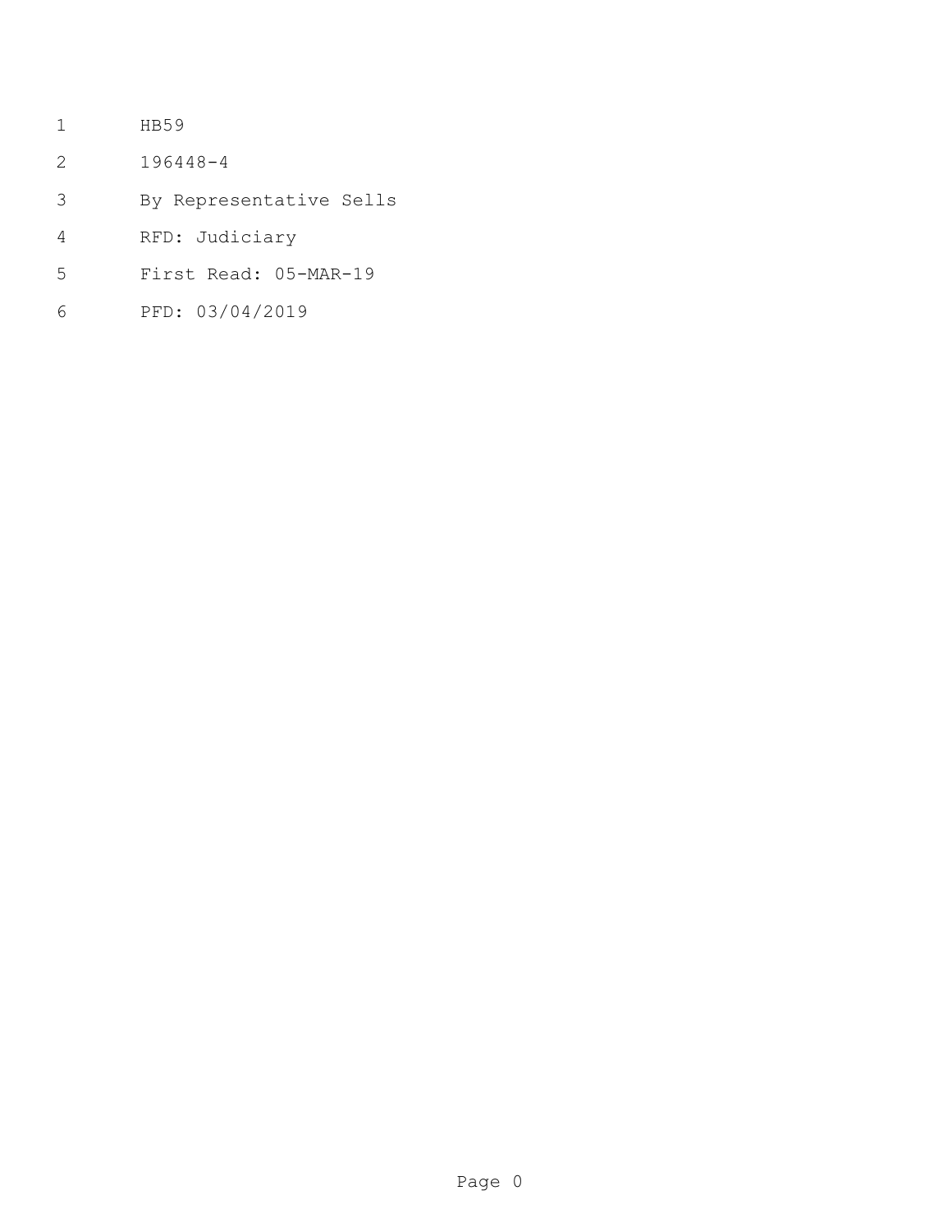HB59

196448-4

By Representative Sells

RFD: Judiciary

First Read: 05-MAR-19

PFD: 03/04/2019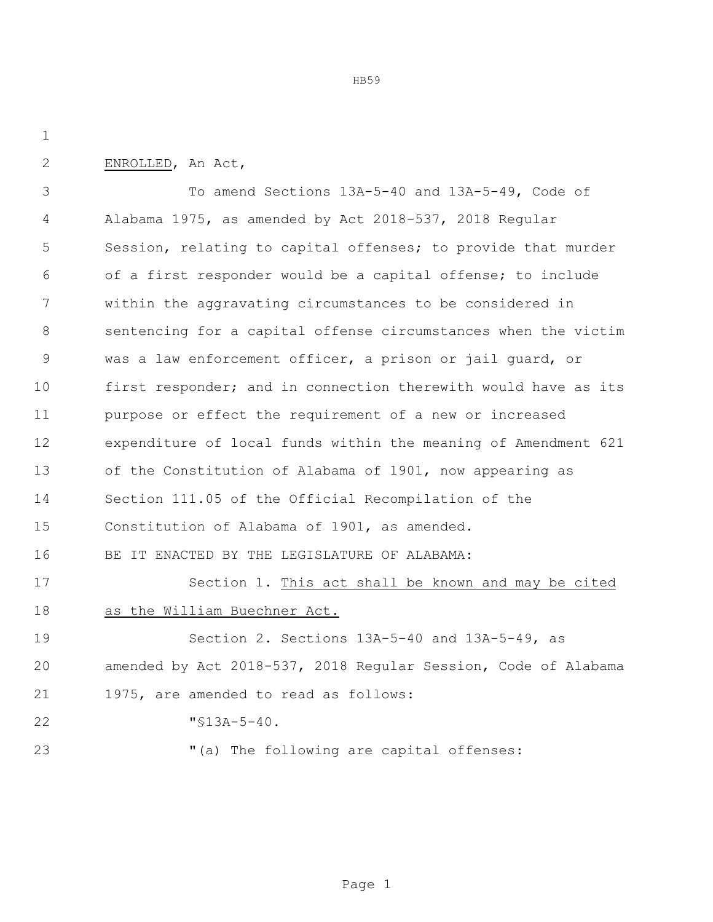ENROLLED, An Act,

To amend Sections 13A-5-40 and 13A-5-49, Code of Alabama 1975, as amended by Act 2018-537, 2018 Regular Session, relating to capital offenses; to provide that murder of a first responder would be a capital offense; to include within the aggravating circumstances to be considered in sentencing for a capital offense circumstances when the victim was a law enforcement officer, a prison or jail guard, or first responder; and in connection therewith would have as its purpose or effect the requirement of a new or increased expenditure of local funds within the meaning of Amendment 621 of the Constitution of Alabama of 1901, now appearing as Section 111.05 of the Official Recompilation of the Constitution of Alabama of 1901, as amended.

BE IT ENACTED BY THE LEGISLATURE OF ALABAMA:

Section 1. This act shall be known and may be cited as the William Buechner Act.

Section 2. Sections 13A-5-40 and 13A-5-49, as amended by Act 2018-537, 2018 Regular Session, Code of Alabama 1975, are amended to read as follows:

"§13A-5-40.

"(a) The following are capital offenses: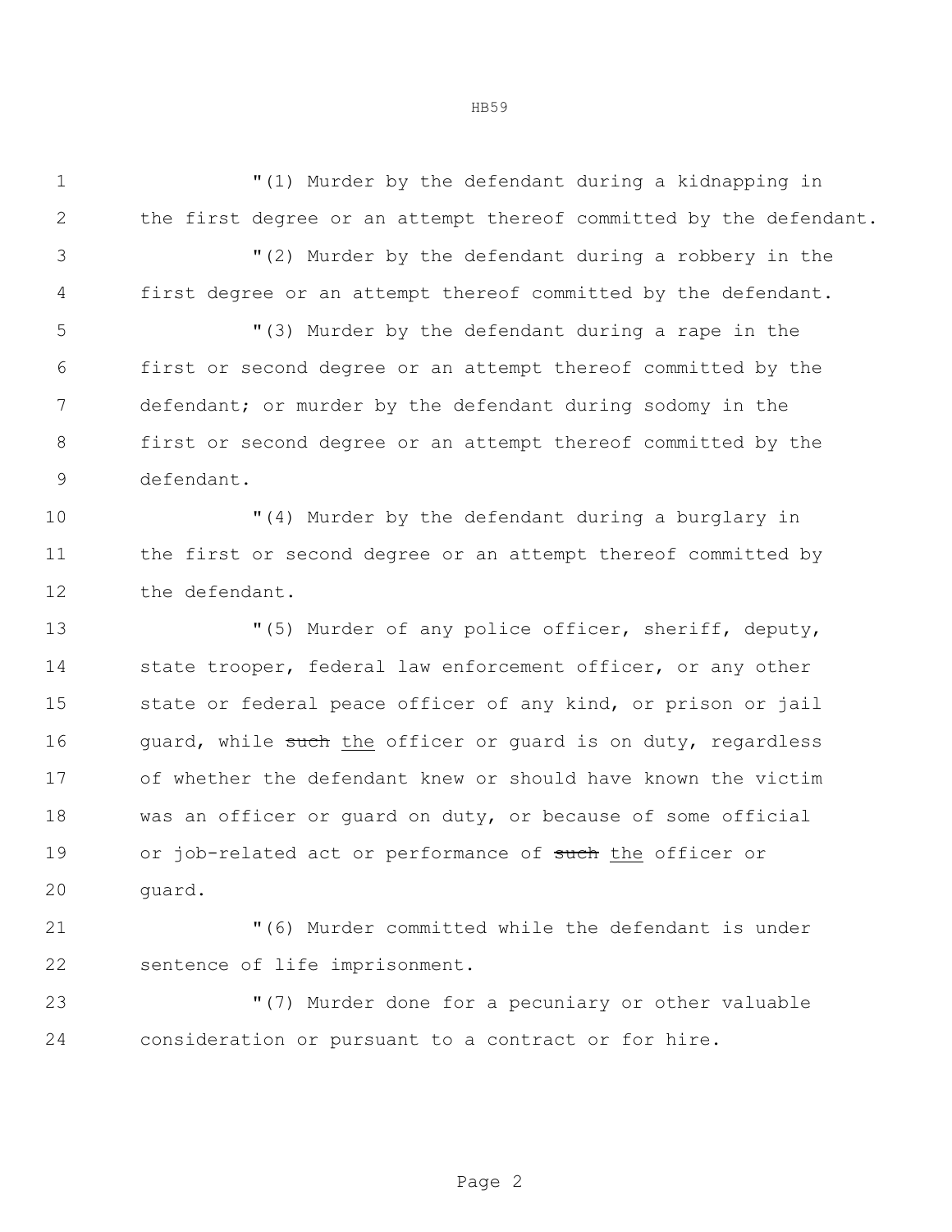"(1) Murder by the defendant during a kidnapping in the first degree or an attempt thereof committed by the defendant.

"(2) Murder by the defendant during a robbery in the first degree or an attempt thereof committed by the defendant.

"(3) Murder by the defendant during a rape in the first or second degree or an attempt thereof committed by the defendant; or murder by the defendant during sodomy in the first or second degree or an attempt thereof committed by the defendant.

"(4) Murder by the defendant during a burglary in the first or second degree or an attempt thereof committed by the defendant.

"(5) Murder of any police officer, sheriff, deputy, state trooper, federal law enforcement officer, or any other state or federal peace officer of any kind, or prison or jail guard, while ~~such~~ <u>the</u> officer or guard is on duty, regardless of whether the defendant knew or should have known the victim was an officer or guard on duty, or because of some official or job-related act or performance of ~~such~~ <u>the</u> officer or guard.

"(6) Murder committed while the defendant is under sentence of life imprisonment.

"(7) Murder done for a pecuniary or other valuable consideration or pursuant to a contract or for hire.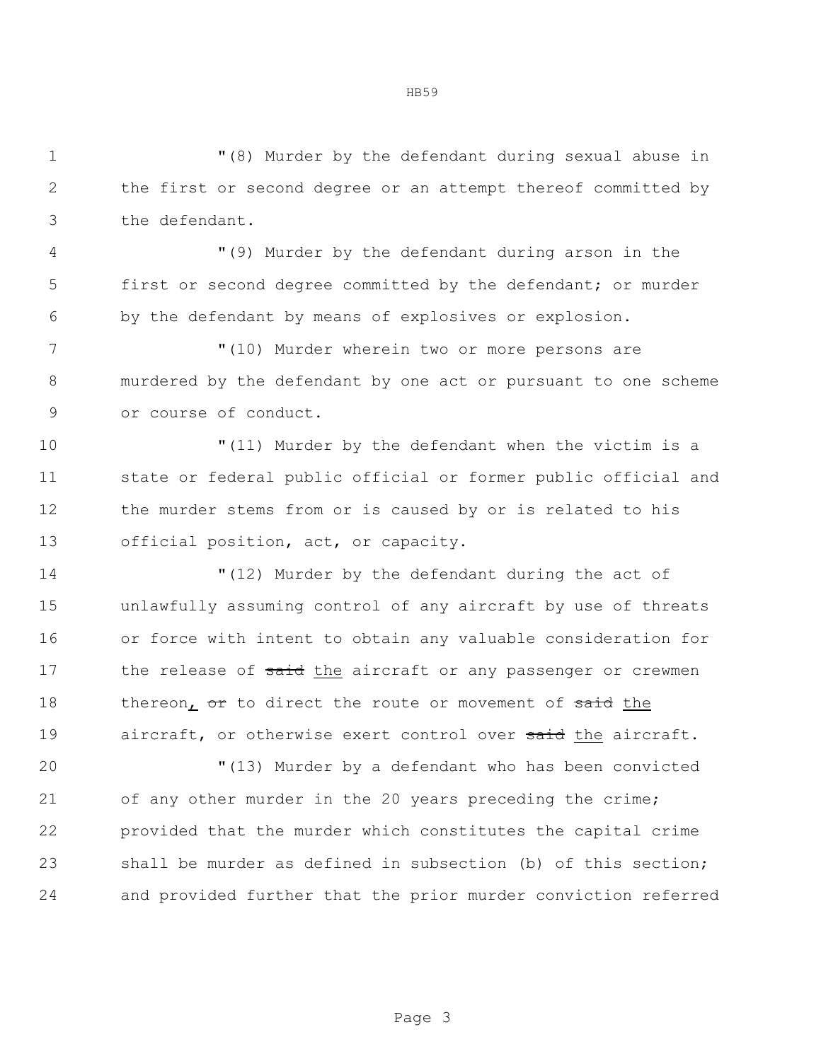"(8) Murder by the defendant during sexual abuse in the first or second degree or an attempt thereof committed by the defendant.

"(9) Murder by the defendant during arson in the first or second degree committed by the defendant; or murder by the defendant by means of explosives or explosion.

"(10) Murder wherein two or more persons are murdered by the defendant by one act or pursuant to one scheme or course of conduct.

"(11) Murder by the defendant when the victim is a state or federal public official or former public official and the murder stems from or is caused by or is related to his official position, act, or capacity.

"(12) Murder by the defendant during the act of unlawfully assuming control of any aircraft by use of threats or force with intent to obtain any valuable consideration for the release of ~~said~~ <u>the</u> aircraft or any passenger or crewmen thereon<u>,</u> ~~or~~ to direct the route or movement of ~~said~~ <u>the</u> aircraft, or otherwise exert control over ~~said~~ <u>the</u> aircraft.

"(13) Murder by a defendant who has been convicted of any other murder in the 20 years preceding the crime; provided that the murder which constitutes the capital crime shall be murder as defined in subsection (b) of this section; and provided further that the prior murder conviction referred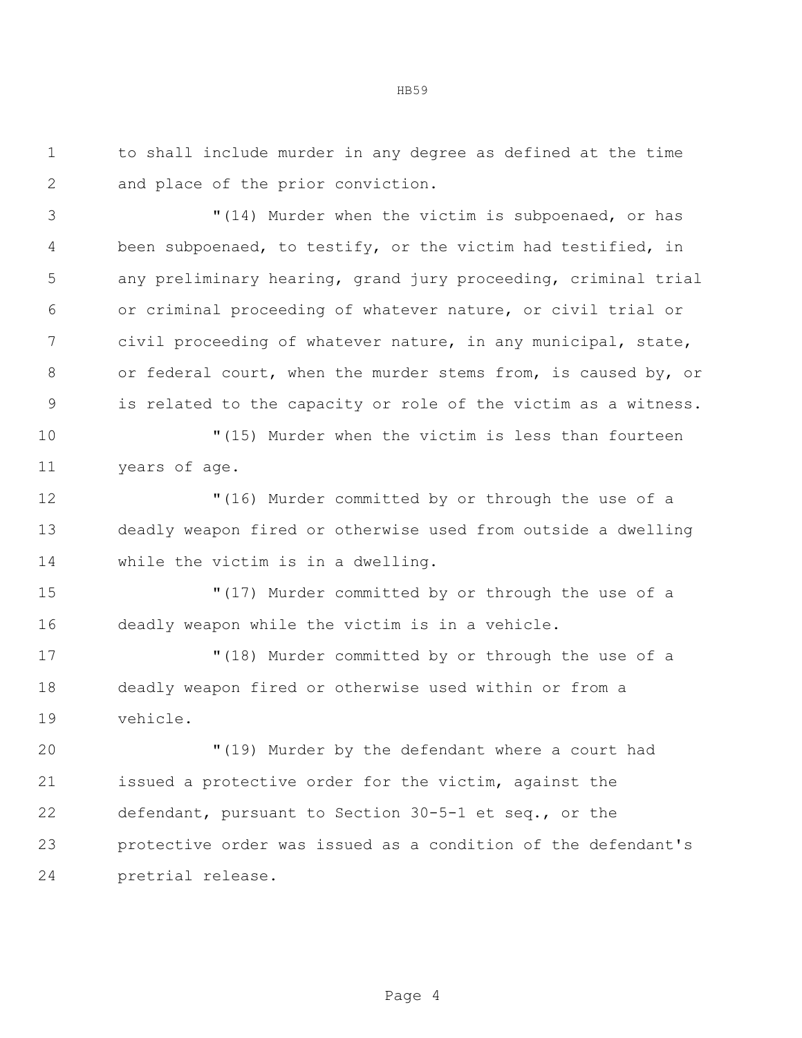to shall include murder in any degree as defined at the time and place of the prior conviction.

"(14) Murder when the victim is subpoenaed, or has been subpoenaed, to testify, or the victim had testified, in any preliminary hearing, grand jury proceeding, criminal trial or criminal proceeding of whatever nature, or civil trial or civil proceeding of whatever nature, in any municipal, state, or federal court, when the murder stems from, is caused by, or is related to the capacity or role of the victim as a witness.

"(15) Murder when the victim is less than fourteen years of age.

"(16) Murder committed by or through the use of a deadly weapon fired or otherwise used from outside a dwelling while the victim is in a dwelling.

"(17) Murder committed by or through the use of a deadly weapon while the victim is in a vehicle.

"(18) Murder committed by or through the use of a deadly weapon fired or otherwise used within or from a vehicle.

"(19) Murder by the defendant where a court had issued a protective order for the victim, against the defendant, pursuant to Section 30-5-1 et seq., or the protective order was issued as a condition of the defendant's pretrial release.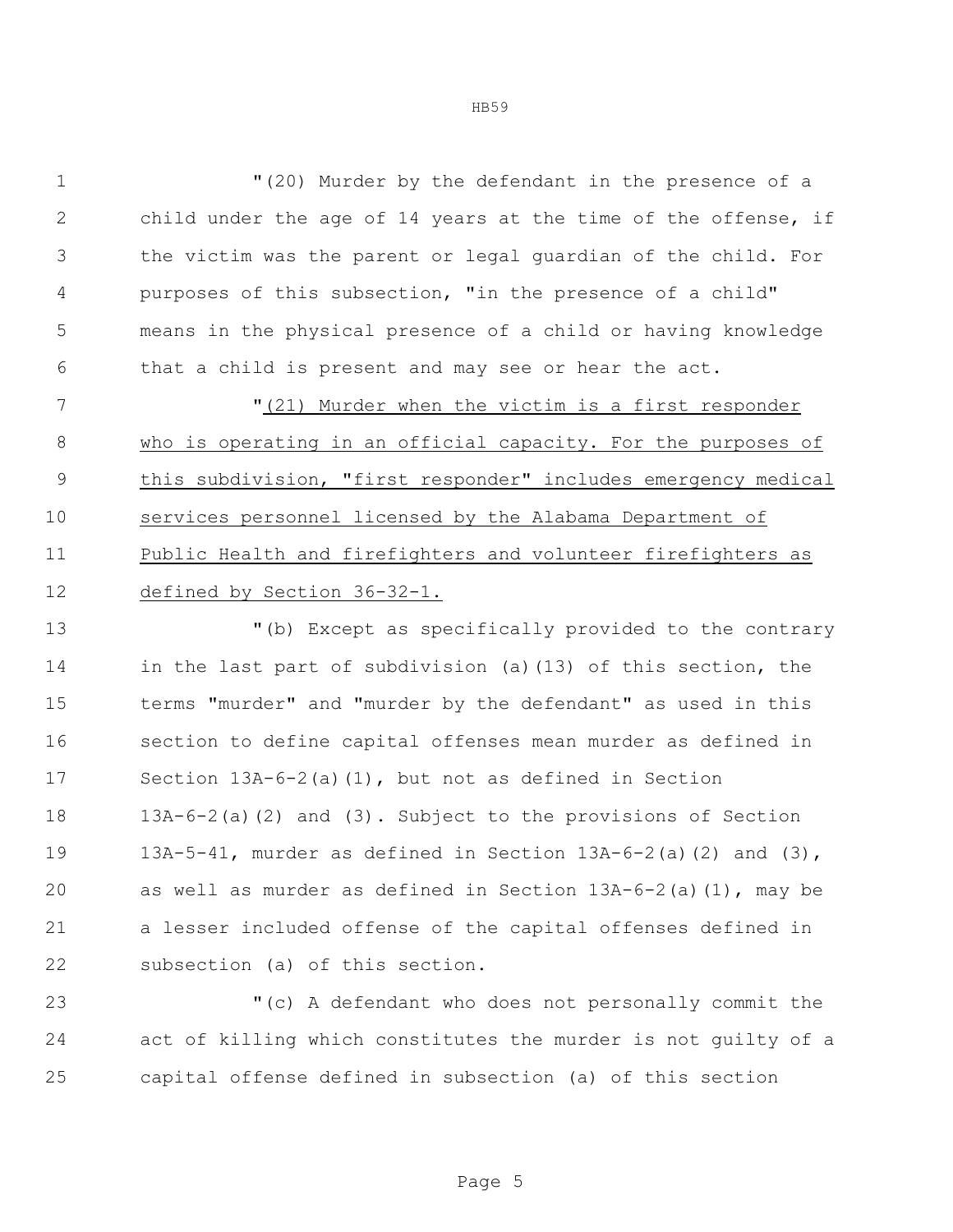"(20) Murder by the defendant in the presence of a child under the age of 14 years at the time of the offense, if the victim was the parent or legal guardian of the child. For purposes of this subsection, "in the presence of a child" means in the physical presence of a child or having knowledge that a child is present and may see or hear the act.

"(21) Murder when the victim is a first responder who is operating in an official capacity. For the purposes of this subdivision, "first responder" includes emergency medical services personnel licensed by the Alabama Department of Public Health and firefighters and volunteer firefighters as defined by Section 36-32-1.

"(b) Except as specifically provided to the contrary in the last part of subdivision (a)(13) of this section, the terms "murder" and "murder by the defendant" as used in this section to define capital offenses mean murder as defined in Section 13A-6-2(a)(1), but not as defined in Section 13A-6-2(a)(2) and (3). Subject to the provisions of Section 13A-5-41, murder as defined in Section 13A-6-2(a)(2) and (3), as well as murder as defined in Section 13A-6-2(a)(1), may be a lesser included offense of the capital offenses defined in subsection (a) of this section.

"(c) A defendant who does not personally commit the act of killing which constitutes the murder is not guilty of a capital offense defined in subsection (a) of this section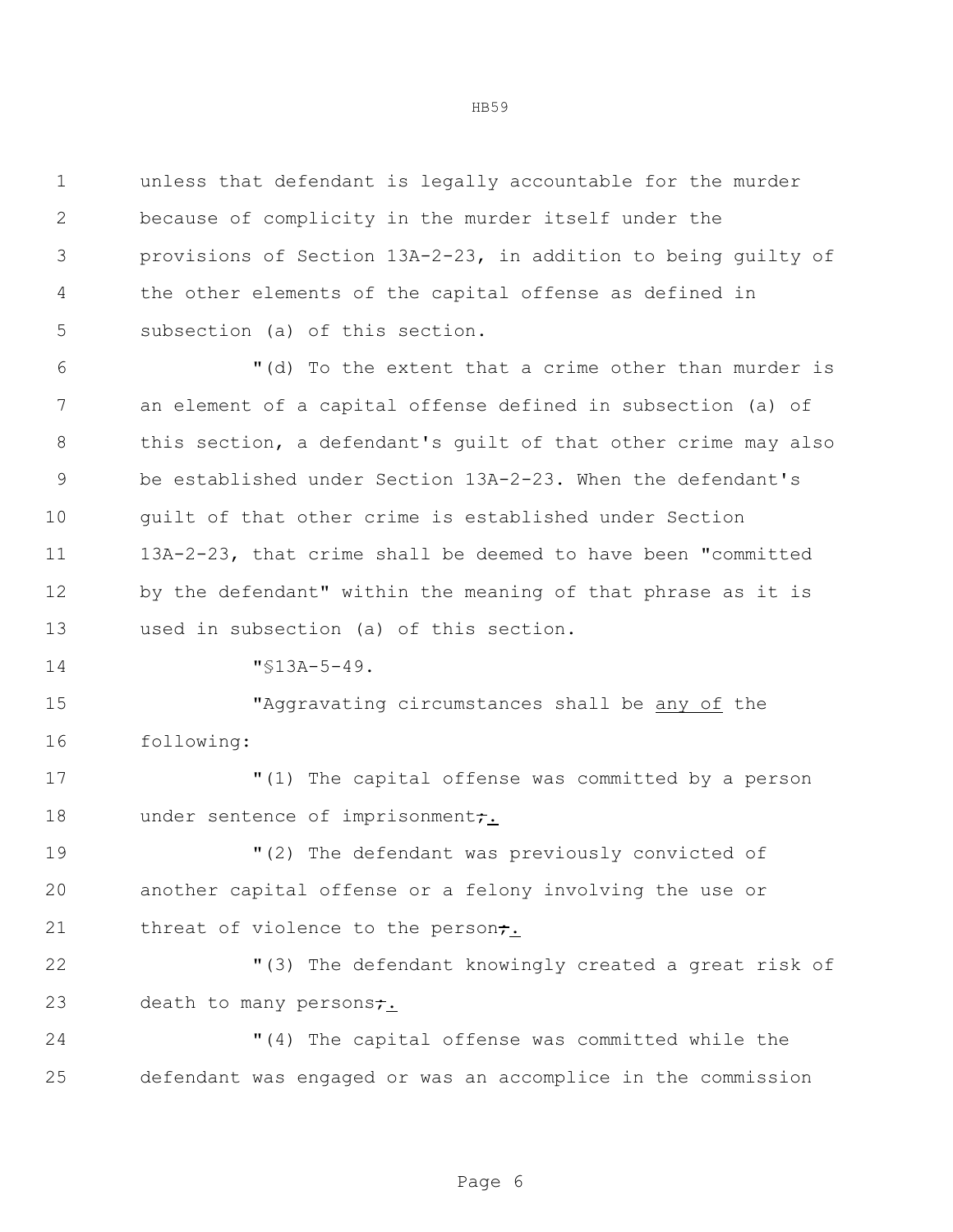unless that defendant is legally accountable for the murder because of complicity in the murder itself under the provisions of Section 13A-2-23, in addition to being guilty of the other elements of the capital offense as defined in subsection (a) of this section.

"(d) To the extent that a crime other than murder is an element of a capital offense defined in subsection (a) of this section, a defendant's guilt of that other crime may also be established under Section 13A-2-23. When the defendant's guilt of that other crime is established under Section 13A-2-23, that crime shall be deemed to have been "committed by the defendant" within the meaning of that phrase as it is used in subsection (a) of this section.

"§13A-5-49.

"Aggravating circumstances shall be any of the following:

"(1) The capital offense was committed by a person under sentence of imprisonment;.

"(2) The defendant was previously convicted of another capital offense or a felony involving the use or threat of violence to the person;.

"(3) The defendant knowingly created a great risk of death to many persons;.

"(4) The capital offense was committed while the defendant was engaged or was an accomplice in the commission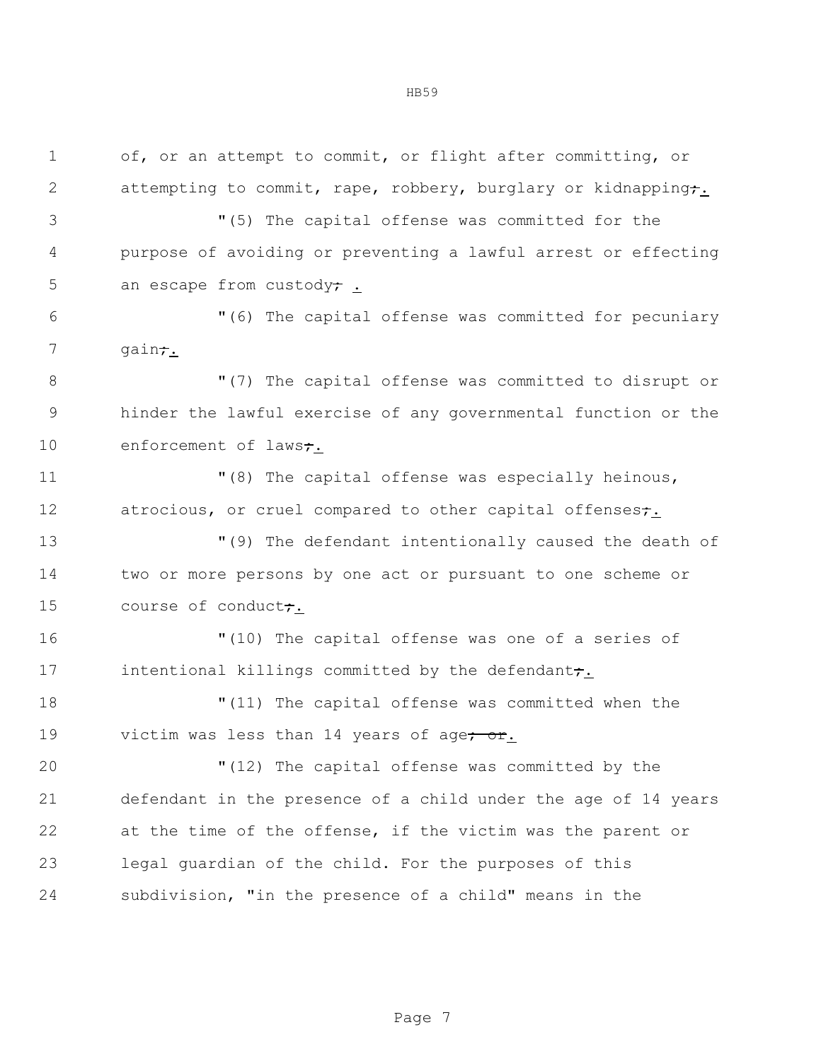of, or an attempt to commit, or flight after committing, or attempting to commit, rape, robbery, burglary or kidnapping~~;~~.

"(5) The capital offense was committed for the purpose of avoiding or preventing a lawful arrest or effecting an escape from custody~~;~~ .

"(6) The capital offense was committed for pecuniary gain~~;~~.

"(7) The capital offense was committed to disrupt or hinder the lawful exercise of any governmental function or the enforcement of laws~~;~~.

"(8) The capital offense was especially heinous, atrocious, or cruel compared to other capital offenses~~;~~.

"(9) The defendant intentionally caused the death of two or more persons by one act or pursuant to one scheme or course of conduct~~;~~.

"(10) The capital offense was one of a series of intentional killings committed by the defendant~~;~~.

"(11) The capital offense was committed when the victim was less than 14 years of age~~; or~~.

"(12) The capital offense was committed by the defendant in the presence of a child under the age of 14 years at the time of the offense, if the victim was the parent or legal guardian of the child. For the purposes of this subdivision, "in the presence of a child" means in the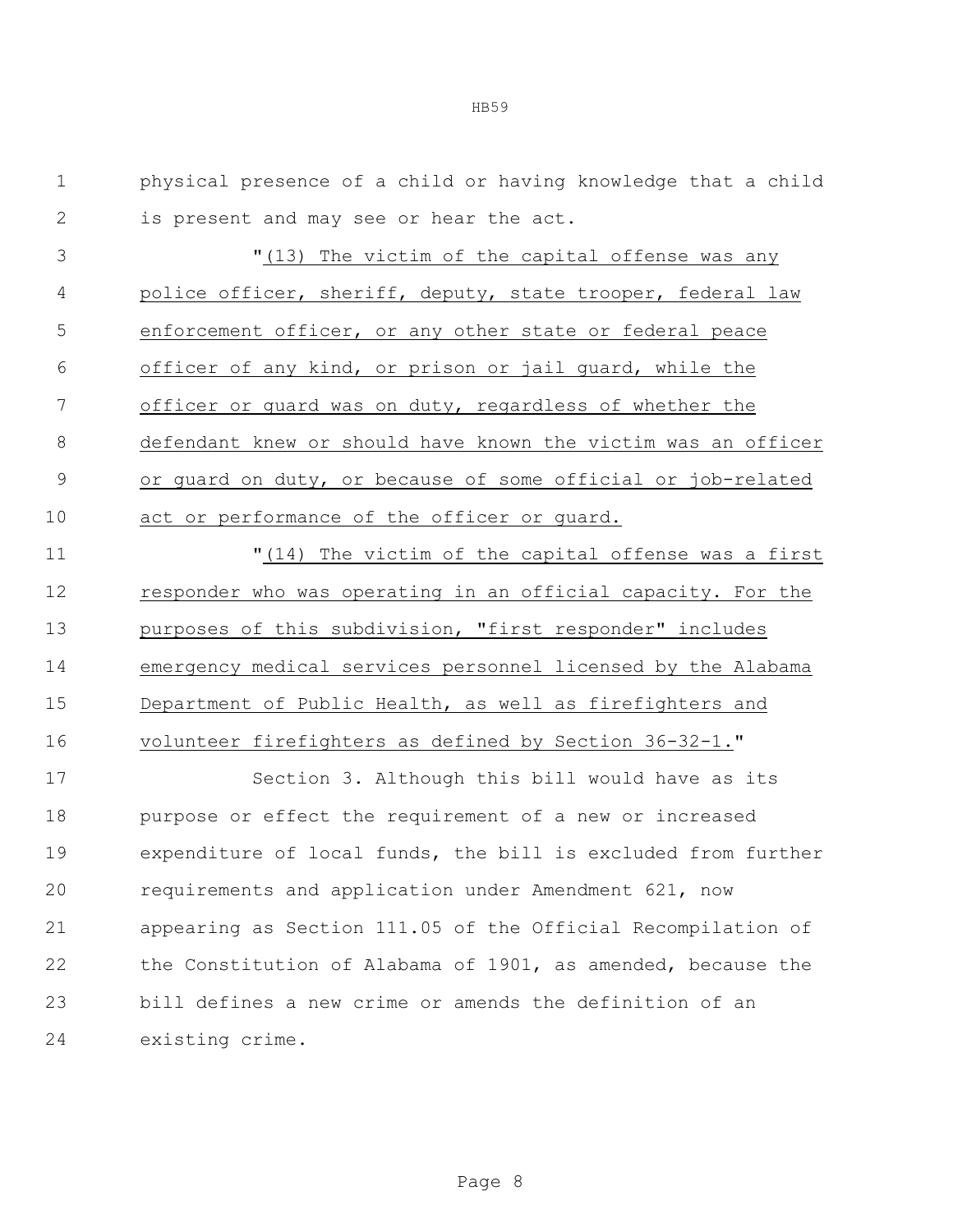physical presence of a child or having knowledge that a child is present and may see or hear the act.

"(13) The victim of the capital offense was any police officer, sheriff, deputy, state trooper, federal law enforcement officer, or any other state or federal peace officer of any kind, or prison or jail guard, while the officer or guard was on duty, regardless of whether the defendant knew or should have known the victim was an officer or guard on duty, or because of some official or job-related act or performance of the officer or guard.

"(14) The victim of the capital offense was a first responder who was operating in an official capacity. For the purposes of this subdivision, "first responder" includes emergency medical services personnel licensed by the Alabama Department of Public Health, as well as firefighters and volunteer firefighters as defined by Section 36-32-1."

Section 3. Although this bill would have as its purpose or effect the requirement of a new or increased expenditure of local funds, the bill is excluded from further requirements and application under Amendment 621, now appearing as Section 111.05 of the Official Recompilation of the Constitution of Alabama of 1901, as amended, because the bill defines a new crime or amends the definition of an existing crime.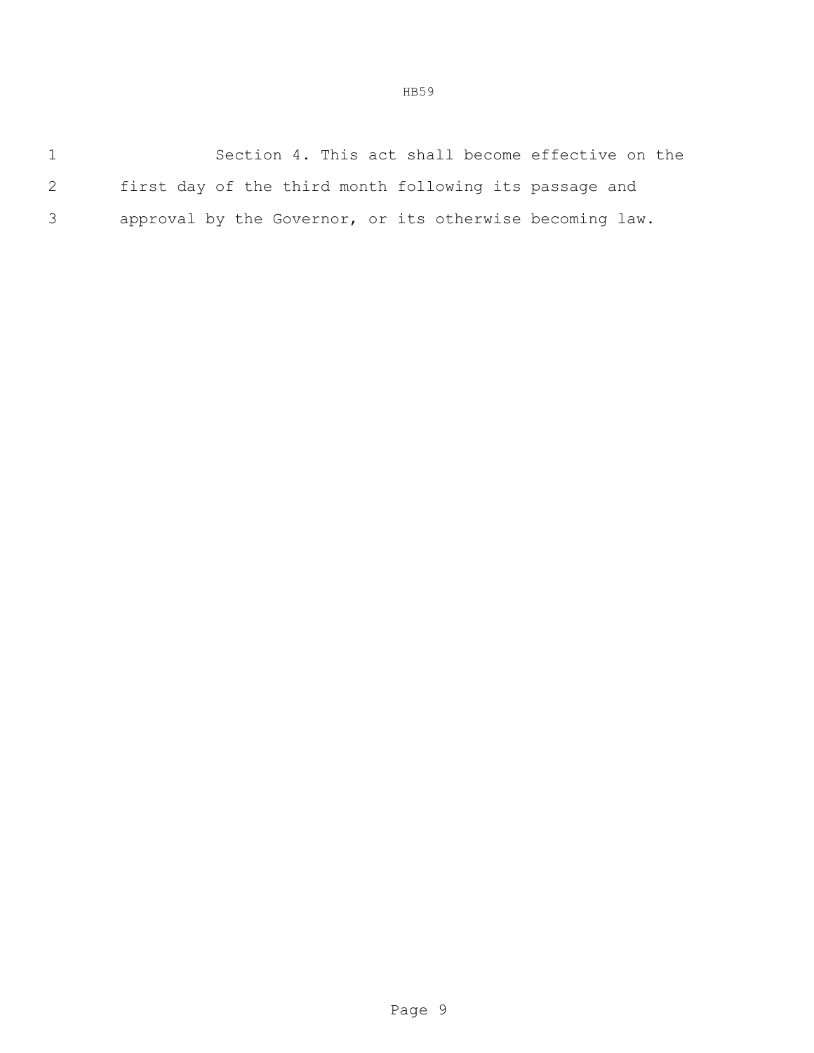Section 4. This act shall become effective on the first day of the third month following its passage and approval by the Governor, or its otherwise becoming law.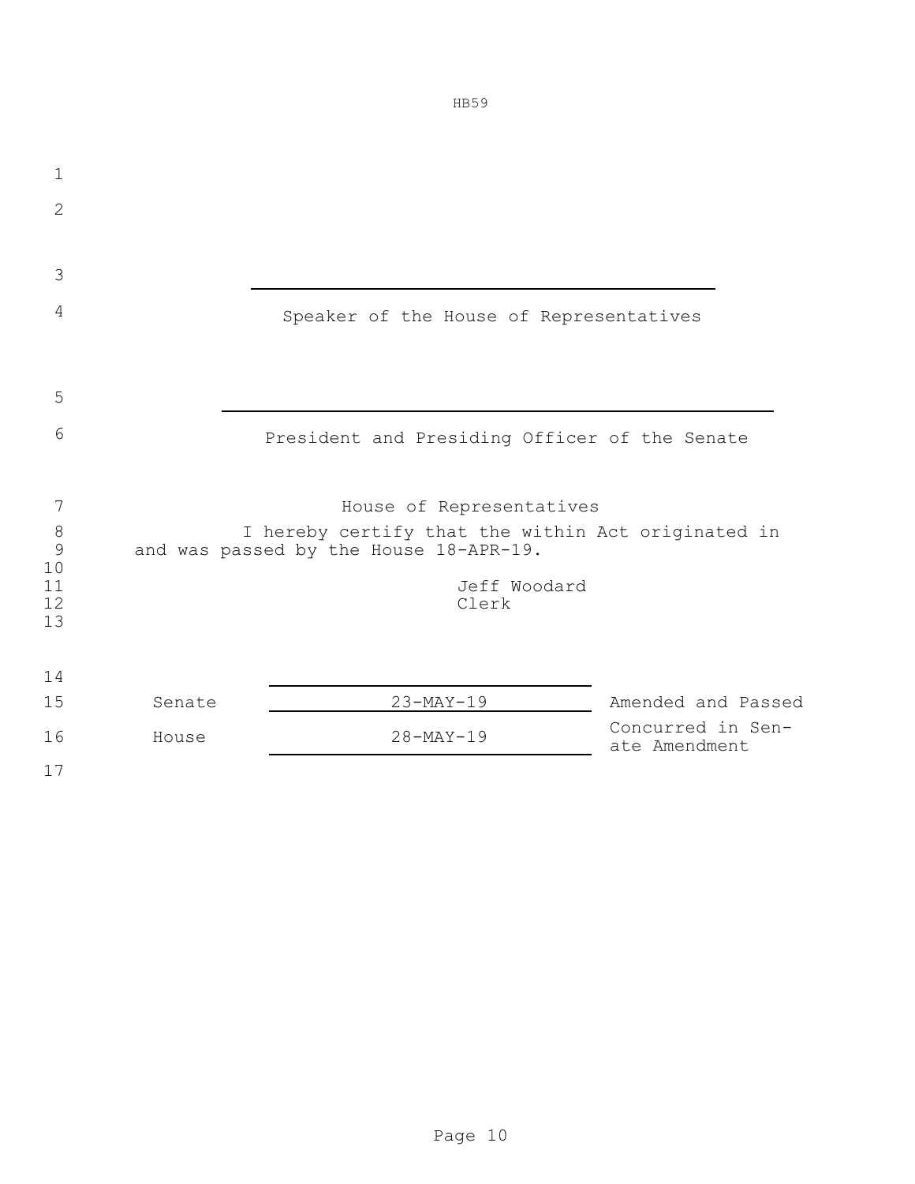Speaker of the House of Representatives

President and Presiding Officer of the Senate

House of Representatives

I hereby certify that the within Act originated in and was passed by the House 18-APR-19.

Jeff Woodard
Clerk

| | | |
|---|---|---|
| Senate | 23-MAY-19 | Amended and Passed |
| House | 28-MAY-19 | Concurred in Senate Amendment |